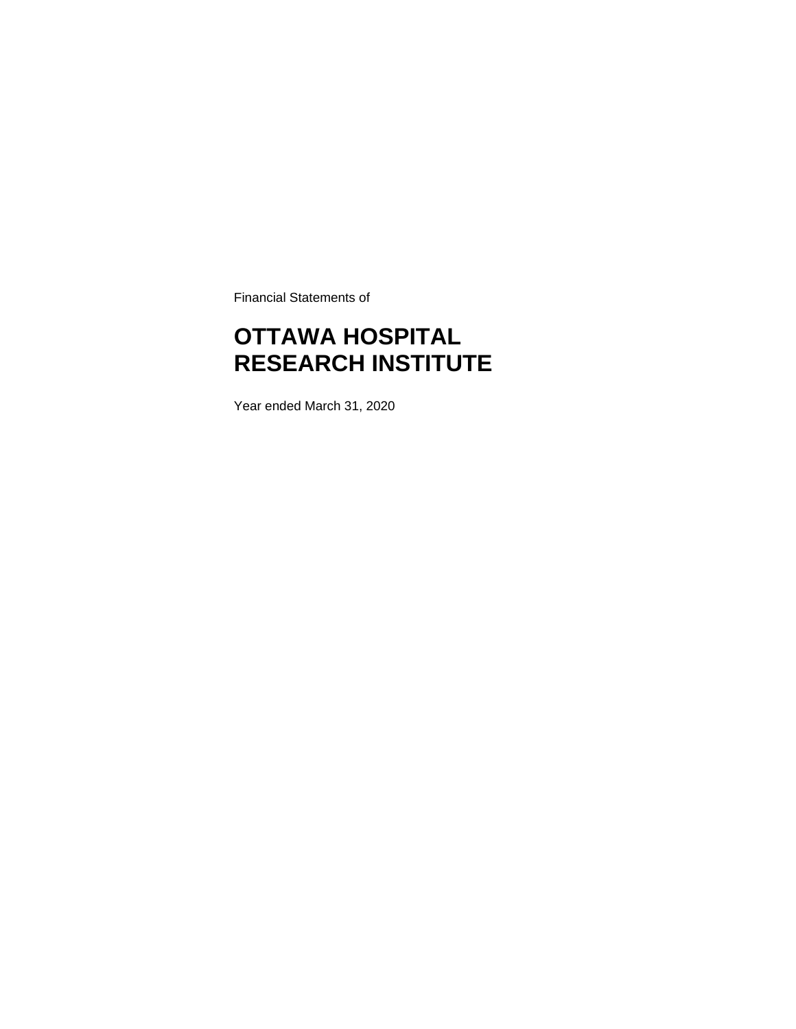Financial Statements of

# OTTAWA HOSPITAL RESEARCH INSTITUTE

Year ended March 31, 2020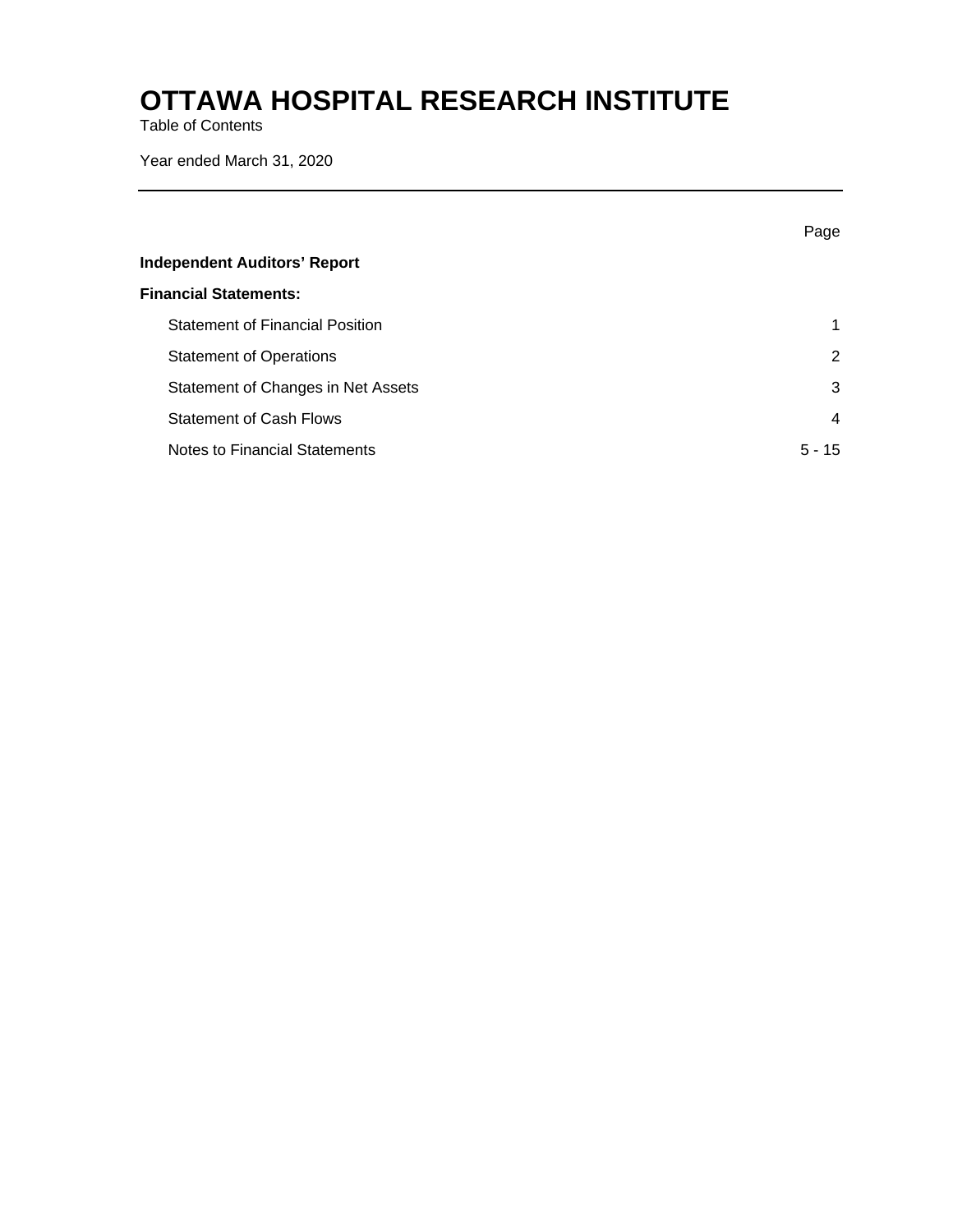# OTTAWA HOSPITAL RESEARCH INSTITUTE

Table of Contents

Year ended March 31, 2020

| | Page |
|---|---|
| **Independent Auditors' Report** | |
| **Financial Statements:** | |
| Statement of Financial Position | 1 |
| Statement of Operations | 2 |
| Statement of Changes in Net Assets | 3 |
| Statement of Cash Flows | 4 |
| Notes to Financial Statements | 5 - 15 |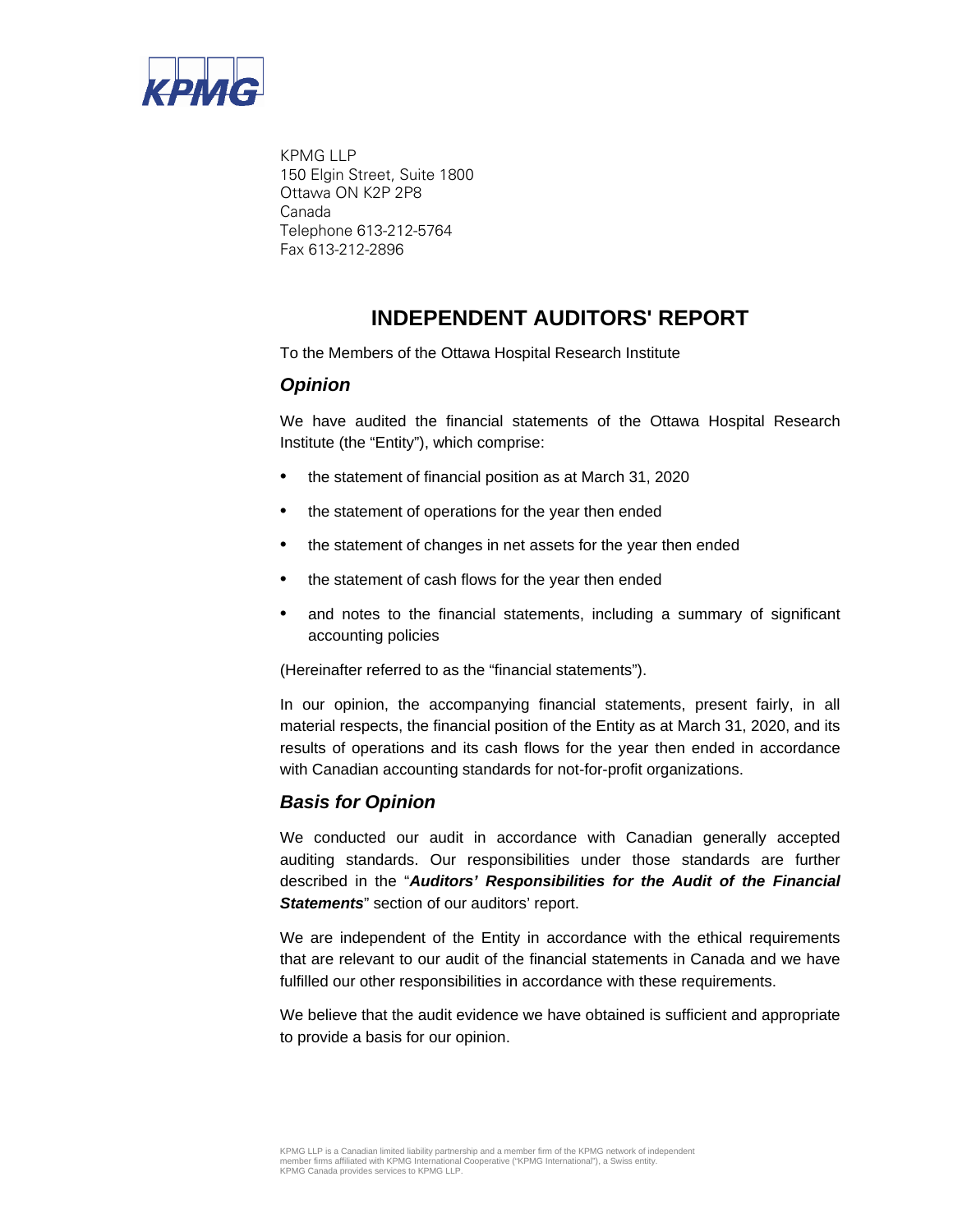KPMG LLP
150 Elgin Street, Suite 1800
Ottawa ON K2P 2P8
Canada
Telephone 613-212-5764
Fax 613-212-2896

# INDEPENDENT AUDITORS' REPORT

To the Members of the Ottawa Hospital Research Institute

## *Opinion*

We have audited the financial statements of the Ottawa Hospital Research Institute (the "Entity"), which comprise:

- the statement of financial position as at March 31, 2020
- the statement of operations for the year then ended
- the statement of changes in net assets for the year then ended
- the statement of cash flows for the year then ended
- and notes to the financial statements, including a summary of significant accounting policies

(Hereinafter referred to as the "financial statements").

In our opinion, the accompanying financial statements, present fairly, in all material respects, the financial position of the Entity as at March 31, 2020, and its results of operations and its cash flows for the year then ended in accordance with Canadian accounting standards for not-for-profit organizations.

## *Basis for Opinion*

We conducted our audit in accordance with Canadian generally accepted auditing standards. Our responsibilities under those standards are further described in the "***Auditors' Responsibilities for the Audit of the Financial Statements***" section of our auditors' report.

We are independent of the Entity in accordance with the ethical requirements that are relevant to our audit of the financial statements in Canada and we have fulfilled our other responsibilities in accordance with these requirements.

We believe that the audit evidence we have obtained is sufficient and appropriate to provide a basis for our opinion.

KPMG LLP is a Canadian limited liability partnership and a member firm of the KPMG network of independent member firms affiliated with KPMG International Cooperative ("KPMG International"), a Swiss entity. KPMG Canada provides services to KPMG LLP.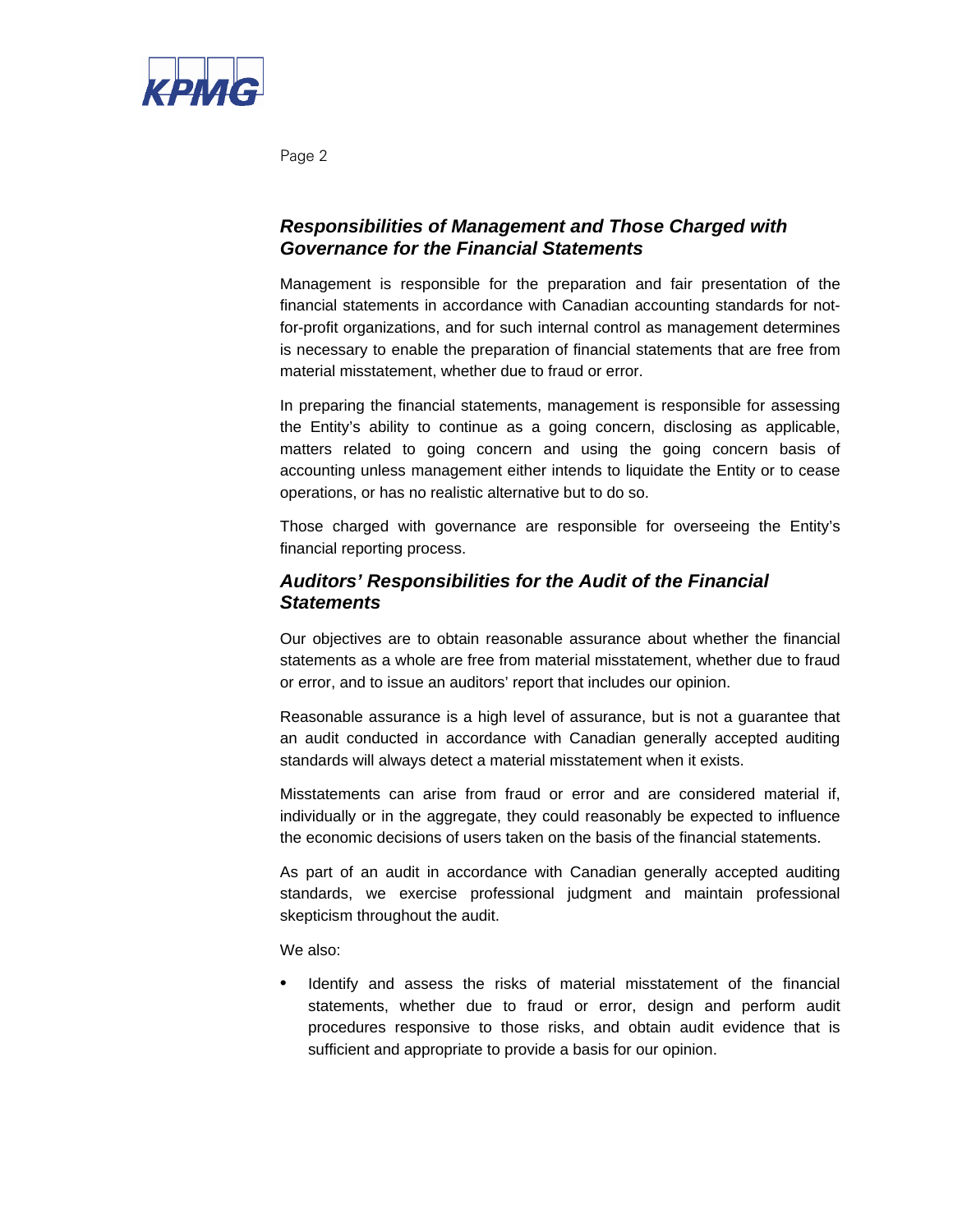### *Responsibilities of Management and Those Charged with Governance for the Financial Statements*

Management is responsible for the preparation and fair presentation of the financial statements in accordance with Canadian accounting standards for not-for-profit organizations, and for such internal control as management determines is necessary to enable the preparation of financial statements that are free from material misstatement, whether due to fraud or error.

In preparing the financial statements, management is responsible for assessing the Entity's ability to continue as a going concern, disclosing as applicable, matters related to going concern and using the going concern basis of accounting unless management either intends to liquidate the Entity or to cease operations, or has no realistic alternative but to do so.

Those charged with governance are responsible for overseeing the Entity's financial reporting process.

### *Auditors' Responsibilities for the Audit of the Financial Statements*

Our objectives are to obtain reasonable assurance about whether the financial statements as a whole are free from material misstatement, whether due to fraud or error, and to issue an auditors' report that includes our opinion.

Reasonable assurance is a high level of assurance, but is not a guarantee that an audit conducted in accordance with Canadian generally accepted auditing standards will always detect a material misstatement when it exists.

Misstatements can arise from fraud or error and are considered material if, individually or in the aggregate, they could reasonably be expected to influence the economic decisions of users taken on the basis of the financial statements.

As part of an audit in accordance with Canadian generally accepted auditing standards, we exercise professional judgment and maintain professional skepticism throughout the audit.

We also:

- Identify and assess the risks of material misstatement of the financial statements, whether due to fraud or error, design and perform audit procedures responsive to those risks, and obtain audit evidence that is sufficient and appropriate to provide a basis for our opinion.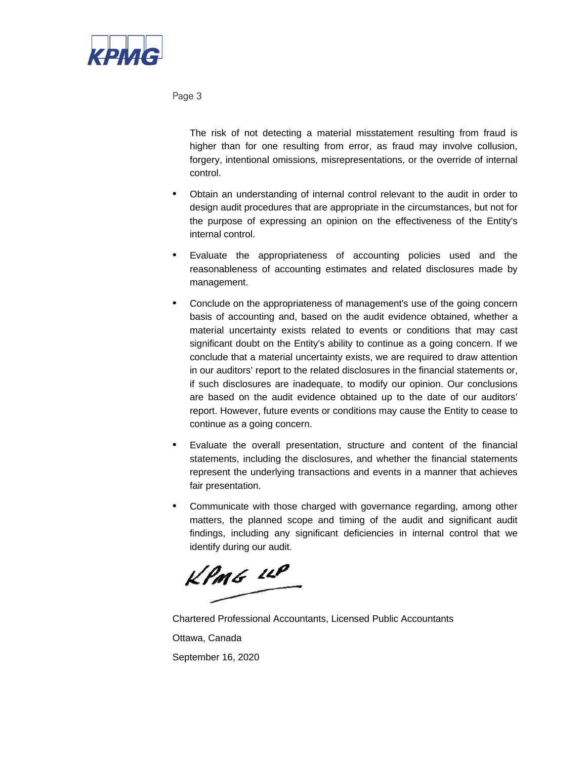The risk of not detecting a material misstatement resulting from fraud is higher than for one resulting from error, as fraud may involve collusion, forgery, intentional omissions, misrepresentations, or the override of internal control.

- Obtain an understanding of internal control relevant to the audit in order to design audit procedures that are appropriate in the circumstances, but not for the purpose of expressing an opinion on the effectiveness of the Entity's internal control.

- Evaluate the appropriateness of accounting policies used and the reasonableness of accounting estimates and related disclosures made by management.

- Conclude on the appropriateness of management's use of the going concern basis of accounting and, based on the audit evidence obtained, whether a material uncertainty exists related to events or conditions that may cast significant doubt on the Entity's ability to continue as a going concern. If we conclude that a material uncertainty exists, we are required to draw attention in our auditors' report to the related disclosures in the financial statements or, if such disclosures are inadequate, to modify our opinion. Our conclusions are based on the audit evidence obtained up to the date of our auditors' report. However, future events or conditions may cause the Entity to cease to continue as a going concern.

- Evaluate the overall presentation, structure and content of the financial statements, including the disclosures, and whether the financial statements represent the underlying transactions and events in a manner that achieves fair presentation.

- Communicate with those charged with governance regarding, among other matters, the planned scope and timing of the audit and significant audit findings, including any significant deficiencies in internal control that we identify during our audit.

KPMG LLP

Chartered Professional Accountants, Licensed Public Accountants

Ottawa, Canada

September 16, 2020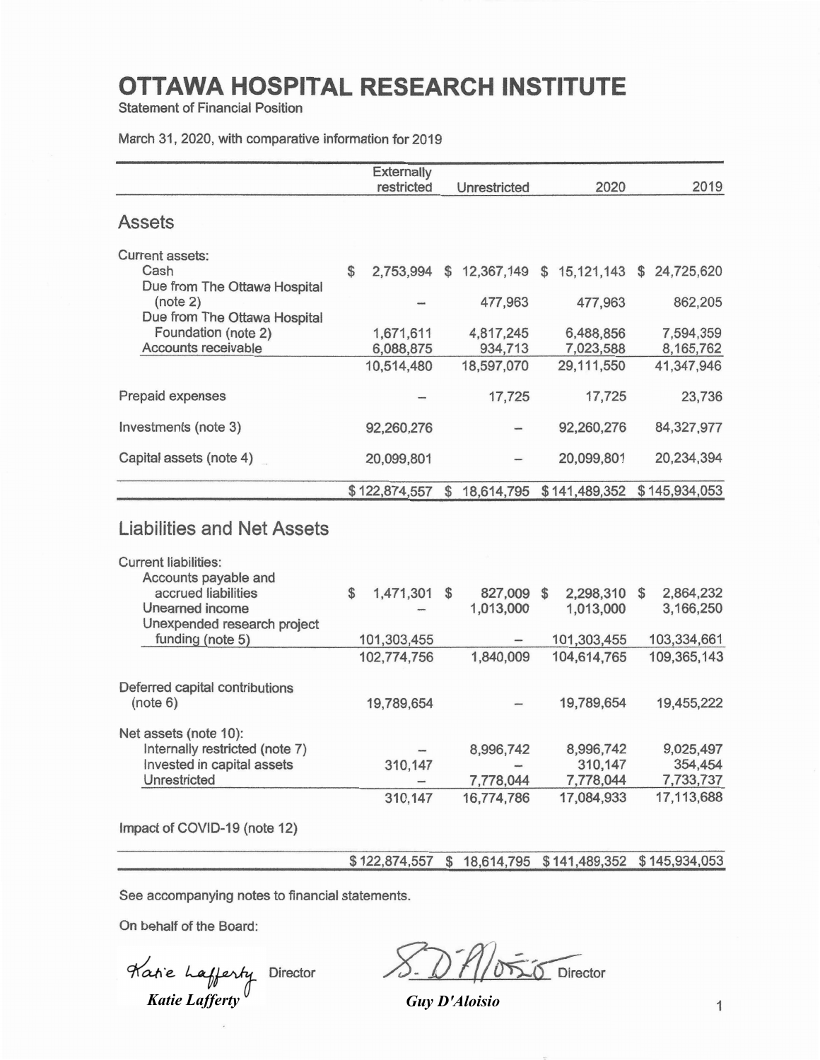# OTTAWA HOSPITAL RESEARCH INSTITUTE

Statement of Financial Position

March 31, 2020, with comparative information for 2019

| | Externally restricted | Unrestricted | 2020 | 2019 |
|---|---|---|---|---|
| **Assets** | | | | |
| Current assets: | | | | |
| Cash | $ 2,753,994 | $ 12,367,149 | $ 15,121,143 | $ 24,725,620 |
| Due from The Ottawa Hospital (note 2) | – | 477,963 | 477,963 | 862,205 |
| Due from The Ottawa Hospital Foundation (note 2) | 1,671,611 | 4,817,245 | 6,488,856 | 7,594,359 |
| Accounts receivable | 6,088,875 | 934,713 | 7,023,588 | 8,165,762 |
| | 10,514,480 | 18,597,070 | 29,111,550 | 41,347,946 |
| Prepaid expenses | – | 17,725 | 17,725 | 23,736 |
| Investments (note 3) | 92,260,276 | – | 92,260,276 | 84,327,977 |
| Capital assets (note 4) | 20,099,801 | – | 20,099,801 | 20,234,394 |
| | $ 122,874,557 | $ 18,614,795 | $ 141,489,352 | $ 145,934,053 |
| **Liabilities and Net Assets** | | | | |
| Current liabilities: | | | | |
| Accounts payable and accrued liabilities | $ 1,471,301 | $ 827,009 | $ 2,298,310 | $ 2,864,232 |
| Unearned income | – | 1,013,000 | 1,013,000 | 3,166,250 |
| Unexpended research project funding (note 5) | 101,303,455 | – | 101,303,455 | 103,334,661 |
| | 102,774,756 | 1,840,009 | 104,614,765 | 109,365,143 |
| Deferred capital contributions (note 6) | 19,789,654 | – | 19,789,654 | 19,455,222 |
| Net assets (note 10): | | | | |
| Internally restricted (note 7) | – | 8,996,742 | 8,996,742 | 9,025,497 |
| Invested in capital assets | 310,147 | – | 310,147 | 354,454 |
| Unrestricted | – | 7,778,044 | 7,778,044 | 7,733,737 |
| | 310,147 | 16,774,786 | 17,084,933 | 17,113,688 |
| Impact of COVID-19 (note 12) | | | | |
| | $ 122,874,557 | $ 18,614,795 | $ 141,489,352 | $ 145,934,053 |

See accompanying notes to financial statements.

On behalf of the Board:

Katie Lafferty Director — *Katie Lafferty*

Director — *Guy D'Aloisio*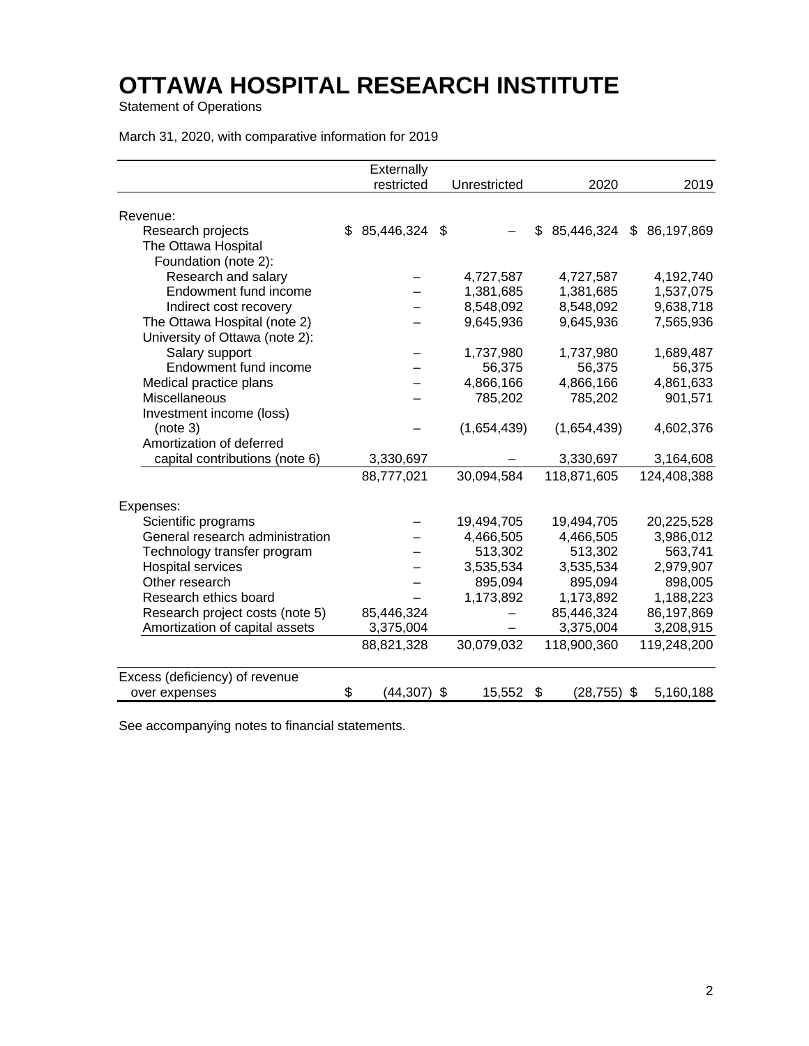# OTTAWA HOSPITAL RESEARCH INSTITUTE

Statement of Operations

March 31, 2020, with comparative information for 2019

| | Externally restricted | Unrestricted | 2020 | 2019 |
|---|---|---|---|---|
| Revenue: | | | | |
| Research projects | $ 85,446,324 | $ – | $ 85,446,324 | $ 86,197,869 |
| The Ottawa Hospital Foundation (note 2): | | | | |
| Research and salary | – | 4,727,587 | 4,727,587 | 4,192,740 |
| Endowment fund income | – | 1,381,685 | 1,381,685 | 1,537,075 |
| Indirect cost recovery | – | 8,548,092 | 8,548,092 | 9,638,718 |
| The Ottawa Hospital (note 2) | – | 9,645,936 | 9,645,936 | 7,565,936 |
| University of Ottawa (note 2): | | | | |
| Salary support | – | 1,737,980 | 1,737,980 | 1,689,487 |
| Endowment fund income | – | 56,375 | 56,375 | 56,375 |
| Medical practice plans | – | 4,866,166 | 4,866,166 | 4,861,633 |
| Miscellaneous | – | 785,202 | 785,202 | 901,571 |
| Investment income (loss) (note 3) | – | (1,654,439) | (1,654,439) | 4,602,376 |
| Amortization of deferred capital contributions (note 6) | 3,330,697 | – | 3,330,697 | 3,164,608 |
| | 88,777,021 | 30,094,584 | 118,871,605 | 124,408,388 |
| Expenses: | | | | |
| Scientific programs | – | 19,494,705 | 19,494,705 | 20,225,528 |
| General research administration | – | 4,466,505 | 4,466,505 | 3,986,012 |
| Technology transfer program | – | 513,302 | 513,302 | 563,741 |
| Hospital services | – | 3,535,534 | 3,535,534 | 2,979,907 |
| Other research | – | 895,094 | 895,094 | 898,005 |
| Research ethics board | – | 1,173,892 | 1,173,892 | 1,188,223 |
| Research project costs (note 5) | 85,446,324 | – | 85,446,324 | 86,197,869 |
| Amortization of capital assets | 3,375,004 | – | 3,375,004 | 3,208,915 |
| | 88,821,328 | 30,079,032 | 118,900,360 | 119,248,200 |
| Excess (deficiency) of revenue over expenses | $ (44,307) | $ 15,552 | $ (28,755) | $ 5,160,188 |

See accompanying notes to financial statements.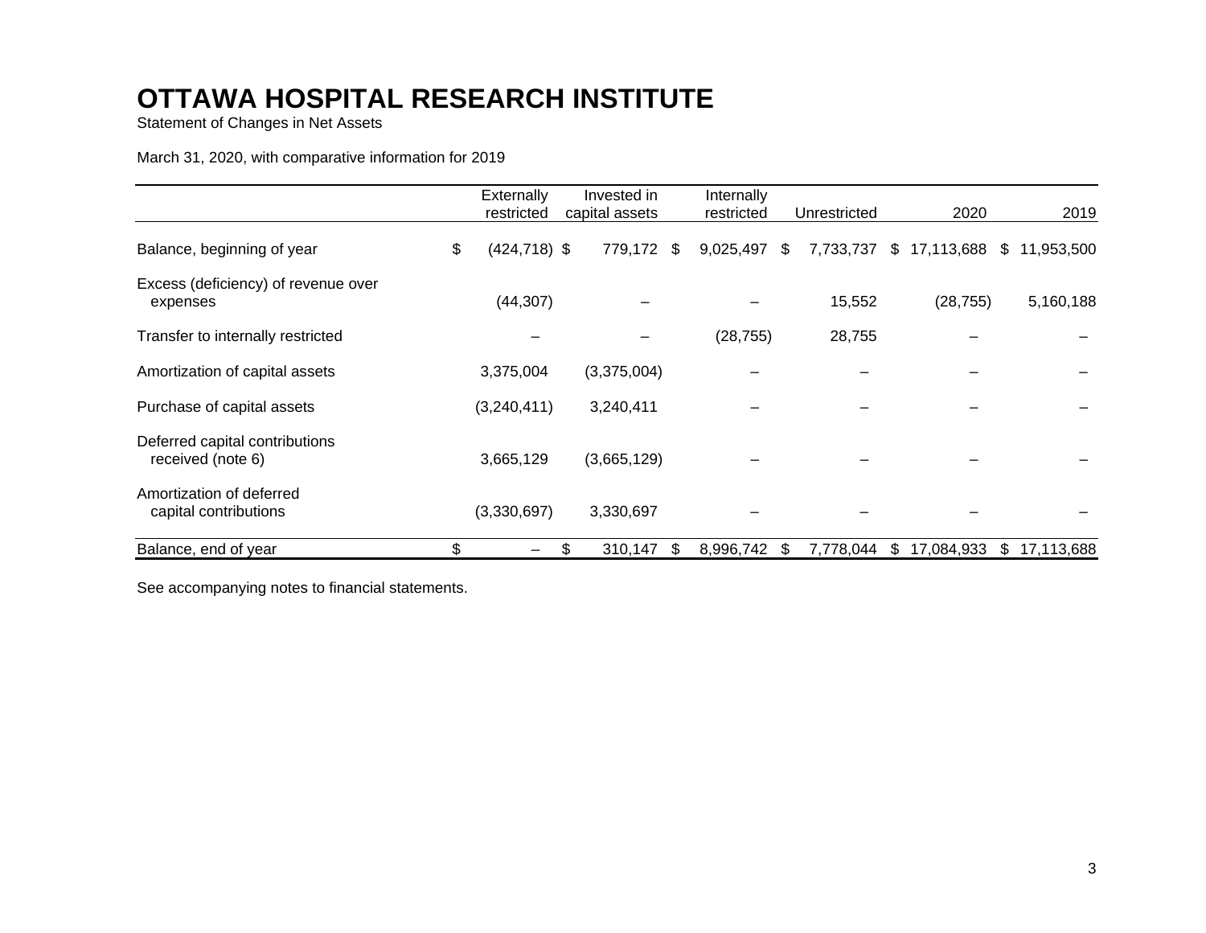# OTTAWA HOSPITAL RESEARCH INSTITUTE

Statement of Changes in Net Assets

March 31, 2020, with comparative information for 2019

| | Externally restricted | Invested in capital assets | Internally restricted | Unrestricted | 2020 | 2019 |
|---|---|---|---|---|---|---|
| Balance, beginning of year | $ (424,718) | $ 779,172 | $ 9,025,497 | $ 7,733,737 | $ 17,113,688 | $ 11,953,500 |
| Excess (deficiency) of revenue over expenses | (44,307) | – | – | 15,552 | (28,755) | 5,160,188 |
| Transfer to internally restricted | – | – | (28,755) | 28,755 | – | – |
| Amortization of capital assets | 3,375,004 | (3,375,004) | – | – | – | – |
| Purchase of capital assets | (3,240,411) | 3,240,411 | – | – | – | – |
| Deferred capital contributions received (note 6) | 3,665,129 | (3,665,129) | – | – | – | – |
| Amortization of deferred capital contributions | (3,330,697) | 3,330,697 | – | – | – | – |
| Balance, end of year | $ – | $ 310,147 | $ 8,996,742 | $ 7,778,044 | $ 17,084,933 | $ 17,113,688 |

See accompanying notes to financial statements.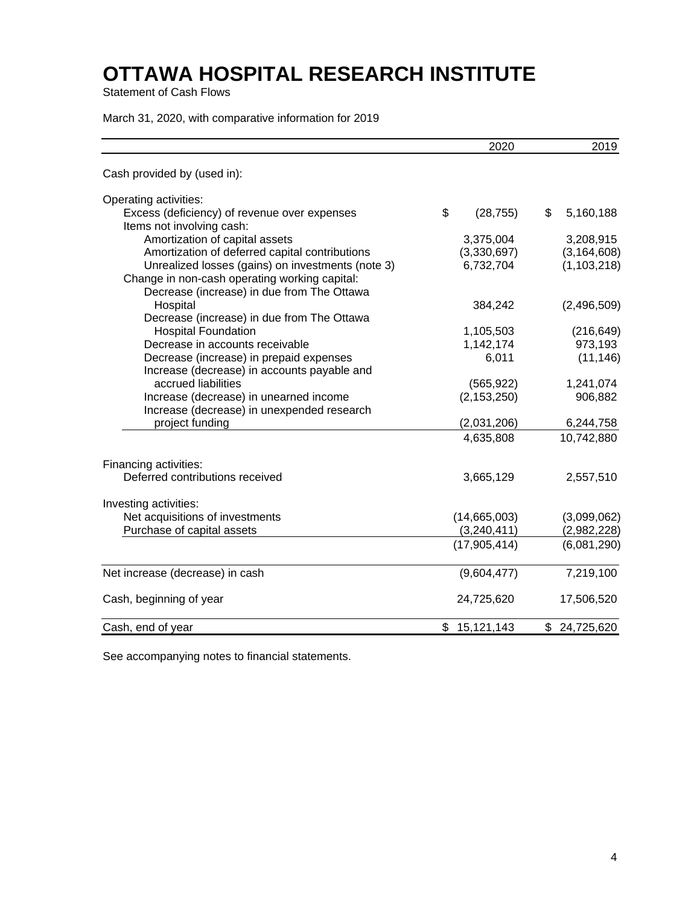# OTTAWA HOSPITAL RESEARCH INSTITUTE

Statement of Cash Flows

March 31, 2020, with comparative information for 2019

| | 2020 | 2019 |
|---|---|---|
| Cash provided by (used in): | | |
| Operating activities: | | |
| Excess (deficiency) of revenue over expenses | $ (28,755) | $ 5,160,188 |
| Items not involving cash: | | |
| Amortization of capital assets | 3,375,004 | 3,208,915 |
| Amortization of deferred capital contributions | (3,330,697) | (3,164,608) |
| Unrealized losses (gains) on investments (note 3) | 6,732,704 | (1,103,218) |
| Change in non-cash operating working capital: | | |
| Decrease (increase) in due from The Ottawa Hospital | 384,242 | (2,496,509) |
| Decrease (increase) in due from The Ottawa Hospital Foundation | 1,105,503 | (216,649) |
| Decrease in accounts receivable | 1,142,174 | 973,193 |
| Decrease (increase) in prepaid expenses | 6,011 | (11,146) |
| Increase (decrease) in accounts payable and accrued liabilities | (565,922) | 1,241,074 |
| Increase (decrease) in unearned income | (2,153,250) | 906,882 |
| Increase (decrease) in unexpended research project funding | (2,031,206) | 6,244,758 |
| | 4,635,808 | 10,742,880 |
| Financing activities: | | |
| Deferred contributions received | 3,665,129 | 2,557,510 |
| Investing activities: | | |
| Net acquisitions of investments | (14,665,003) | (3,099,062) |
| Purchase of capital assets | (3,240,411) | (2,982,228) |
| | (17,905,414) | (6,081,290) |
| Net increase (decrease) in cash | (9,604,477) | 7,219,100 |
| Cash, beginning of year | 24,725,620 | 17,506,520 |
| Cash, end of year | $ 15,121,143 | $ 24,725,620 |

See accompanying notes to financial statements.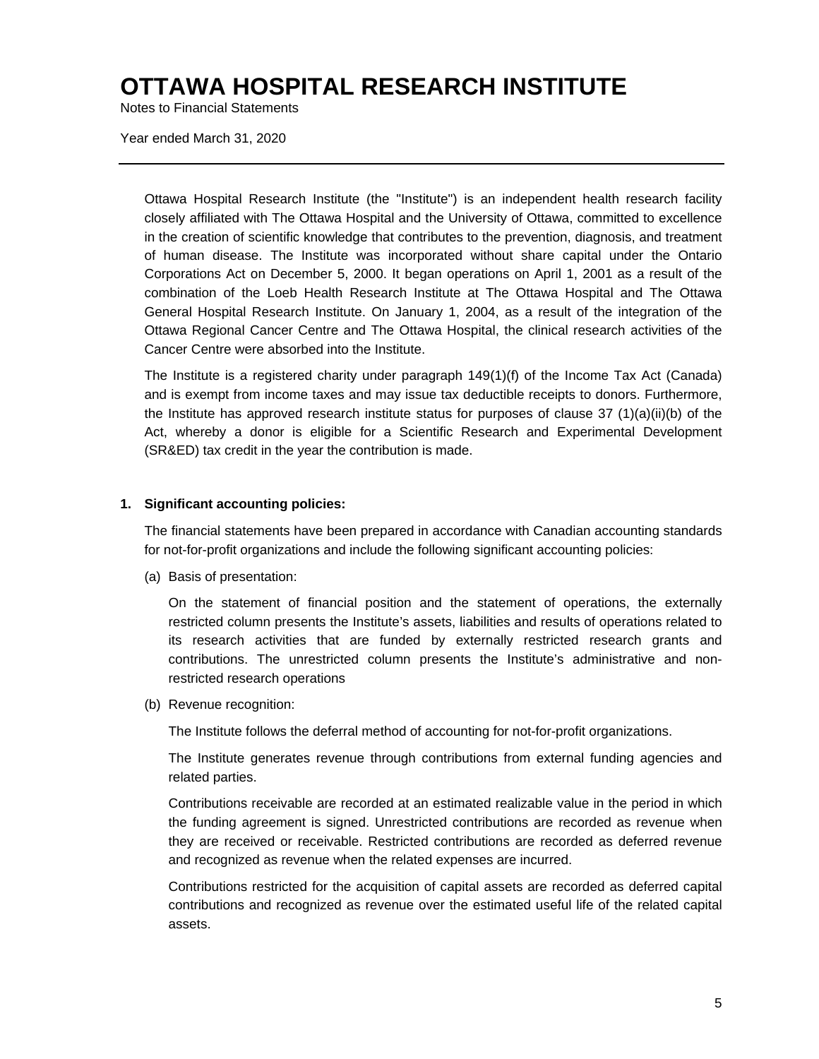# OTTAWA HOSPITAL RESEARCH INSTITUTE

Notes to Financial Statements

Year ended March 31, 2020

---

Ottawa Hospital Research Institute (the "Institute") is an independent health research facility closely affiliated with The Ottawa Hospital and the University of Ottawa, committed to excellence in the creation of scientific knowledge that contributes to the prevention, diagnosis, and treatment of human disease. The Institute was incorporated without share capital under the Ontario Corporations Act on December 5, 2000. It began operations on April 1, 2001 as a result of the combination of the Loeb Health Research Institute at The Ottawa Hospital and The Ottawa General Hospital Research Institute. On January 1, 2004, as a result of the integration of the Ottawa Regional Cancer Centre and The Ottawa Hospital, the clinical research activities of the Cancer Centre were absorbed into the Institute.

The Institute is a registered charity under paragraph 149(1)(f) of the Income Tax Act (Canada) and is exempt from income taxes and may issue tax deductible receipts to donors. Furthermore, the Institute has approved research institute status for purposes of clause 37 (1)(a)(ii)(b) of the Act, whereby a donor is eligible for a Scientific Research and Experimental Development (SR&ED) tax credit in the year the contribution is made.

## 1. Significant accounting policies:

The financial statements have been prepared in accordance with Canadian accounting standards for not-for-profit organizations and include the following significant accounting policies:

(a) Basis of presentation:

On the statement of financial position and the statement of operations, the externally restricted column presents the Institute's assets, liabilities and results of operations related to its research activities that are funded by externally restricted research grants and contributions. The unrestricted column presents the Institute's administrative and non-restricted research operations

(b) Revenue recognition:

The Institute follows the deferral method of accounting for not-for-profit organizations.

The Institute generates revenue through contributions from external funding agencies and related parties.

Contributions receivable are recorded at an estimated realizable value in the period in which the funding agreement is signed. Unrestricted contributions are recorded as revenue when they are received or receivable. Restricted contributions are recorded as deferred revenue and recognized as revenue when the related expenses are incurred.

Contributions restricted for the acquisition of capital assets are recorded as deferred capital contributions and recognized as revenue over the estimated useful life of the related capital assets.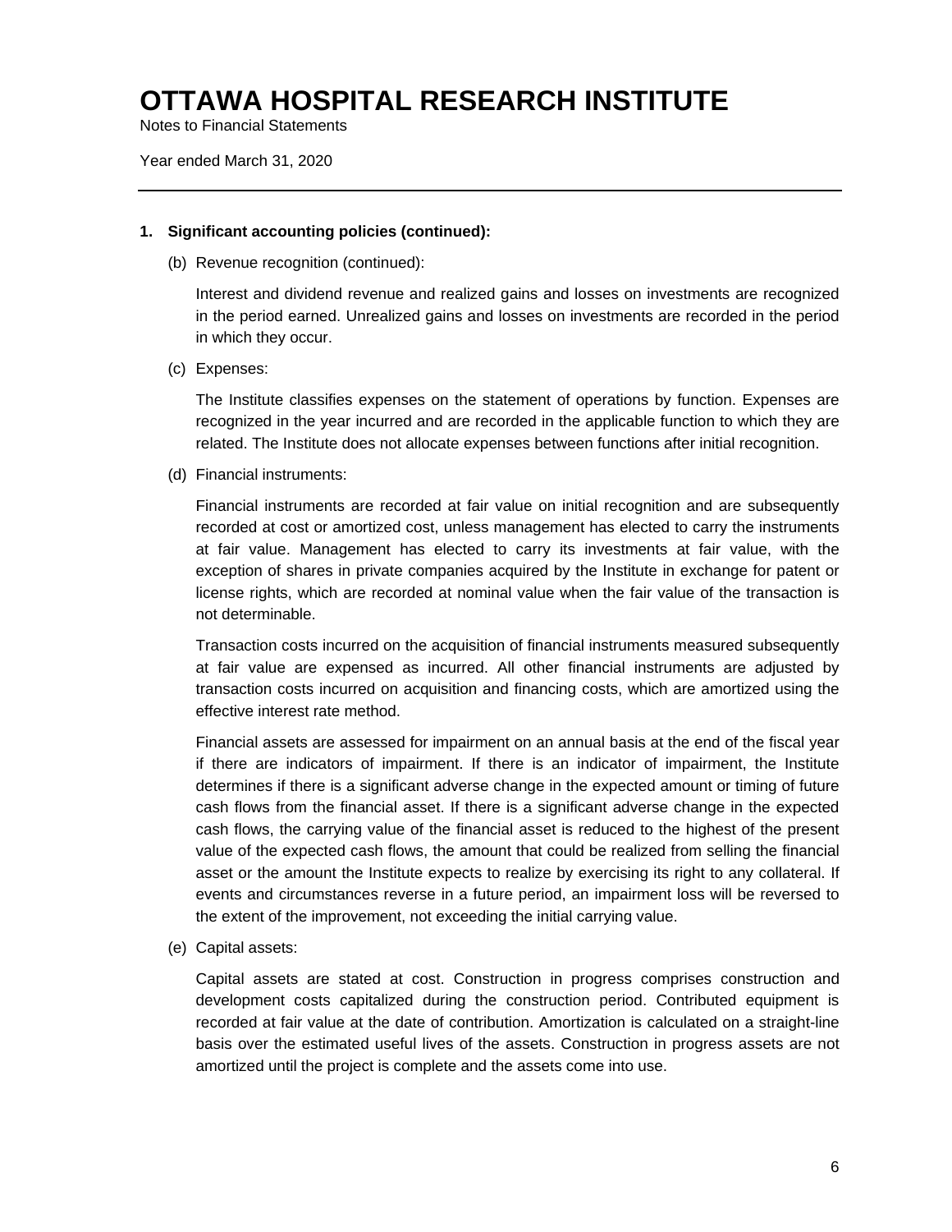# OTTAWA HOSPITAL RESEARCH INSTITUTE

Notes to Financial Statements

Year ended March 31, 2020

---

**1. Significant accounting policies (continued):**

(b) Revenue recognition (continued):

Interest and dividend revenue and realized gains and losses on investments are recognized in the period earned. Unrealized gains and losses on investments are recorded in the period in which they occur.

(c) Expenses:

The Institute classifies expenses on the statement of operations by function. Expenses are recognized in the year incurred and are recorded in the applicable function to which they are related. The Institute does not allocate expenses between functions after initial recognition.

(d) Financial instruments:

Financial instruments are recorded at fair value on initial recognition and are subsequently recorded at cost or amortized cost, unless management has elected to carry the instruments at fair value. Management has elected to carry its investments at fair value, with the exception of shares in private companies acquired by the Institute in exchange for patent or license rights, which are recorded at nominal value when the fair value of the transaction is not determinable.

Transaction costs incurred on the acquisition of financial instruments measured subsequently at fair value are expensed as incurred. All other financial instruments are adjusted by transaction costs incurred on acquisition and financing costs, which are amortized using the effective interest rate method.

Financial assets are assessed for impairment on an annual basis at the end of the fiscal year if there are indicators of impairment. If there is an indicator of impairment, the Institute determines if there is a significant adverse change in the expected amount or timing of future cash flows from the financial asset. If there is a significant adverse change in the expected cash flows, the carrying value of the financial asset is reduced to the highest of the present value of the expected cash flows, the amount that could be realized from selling the financial asset or the amount the Institute expects to realize by exercising its right to any collateral. If events and circumstances reverse in a future period, an impairment loss will be reversed to the extent of the improvement, not exceeding the initial carrying value.

(e) Capital assets:

Capital assets are stated at cost. Construction in progress comprises construction and development costs capitalized during the construction period. Contributed equipment is recorded at fair value at the date of contribution. Amortization is calculated on a straight-line basis over the estimated useful lives of the assets. Construction in progress assets are not amortized until the project is complete and the assets come into use.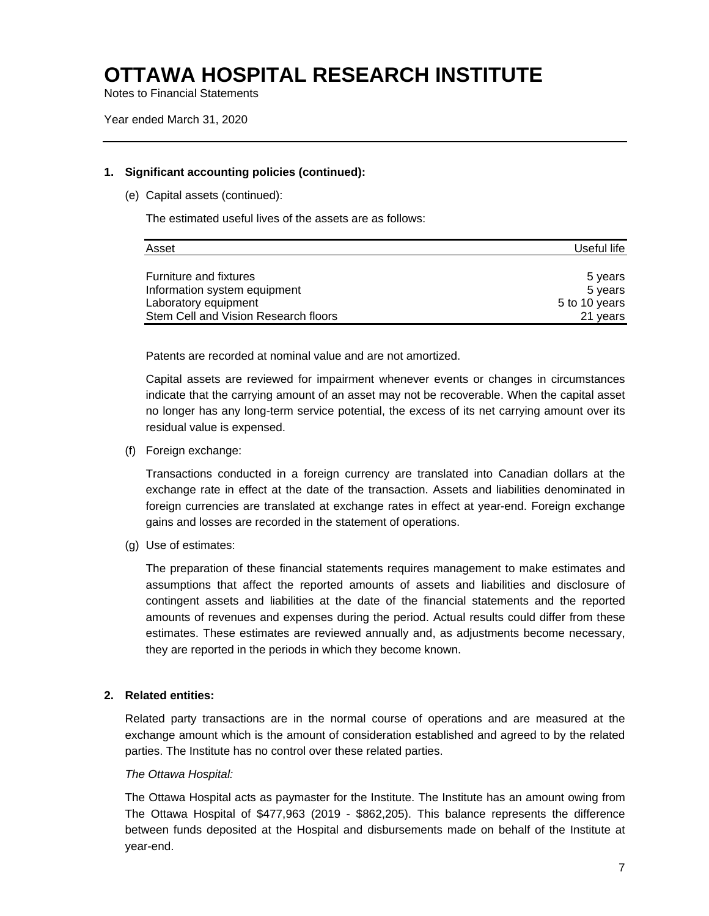# OTTAWA HOSPITAL RESEARCH INSTITUTE

Notes to Financial Statements

Year ended March 31, 2020

**1. Significant accounting policies (continued):**

(e) Capital assets (continued):

The estimated useful lives of the assets are as follows:

| Asset | Useful life |
|---|---|
| Furniture and fixtures | 5 years |
| Information system equipment | 5 years |
| Laboratory equipment | 5 to 10 years |
| Stem Cell and Vision Research floors | 21 years |

Patents are recorded at nominal value and are not amortized.

Capital assets are reviewed for impairment whenever events or changes in circumstances indicate that the carrying amount of an asset may not be recoverable. When the capital asset no longer has any long-term service potential, the excess of its net carrying amount over its residual value is expensed.

(f) Foreign exchange:

Transactions conducted in a foreign currency are translated into Canadian dollars at the exchange rate in effect at the date of the transaction. Assets and liabilities denominated in foreign currencies are translated at exchange rates in effect at year-end. Foreign exchange gains and losses are recorded in the statement of operations.

(g) Use of estimates:

The preparation of these financial statements requires management to make estimates and assumptions that affect the reported amounts of assets and liabilities and disclosure of contingent assets and liabilities at the date of the financial statements and the reported amounts of revenues and expenses during the period. Actual results could differ from these estimates. These estimates are reviewed annually and, as adjustments become necessary, they are reported in the periods in which they become known.

**2. Related entities:**

Related party transactions are in the normal course of operations and are measured at the exchange amount which is the amount of consideration established and agreed to by the related parties. The Institute has no control over these related parties.

*The Ottawa Hospital:*

The Ottawa Hospital acts as paymaster for the Institute. The Institute has an amount owing from The Ottawa Hospital of $477,963 (2019 - $862,205). This balance represents the difference between funds deposited at the Hospital and disbursements made on behalf of the Institute at year-end.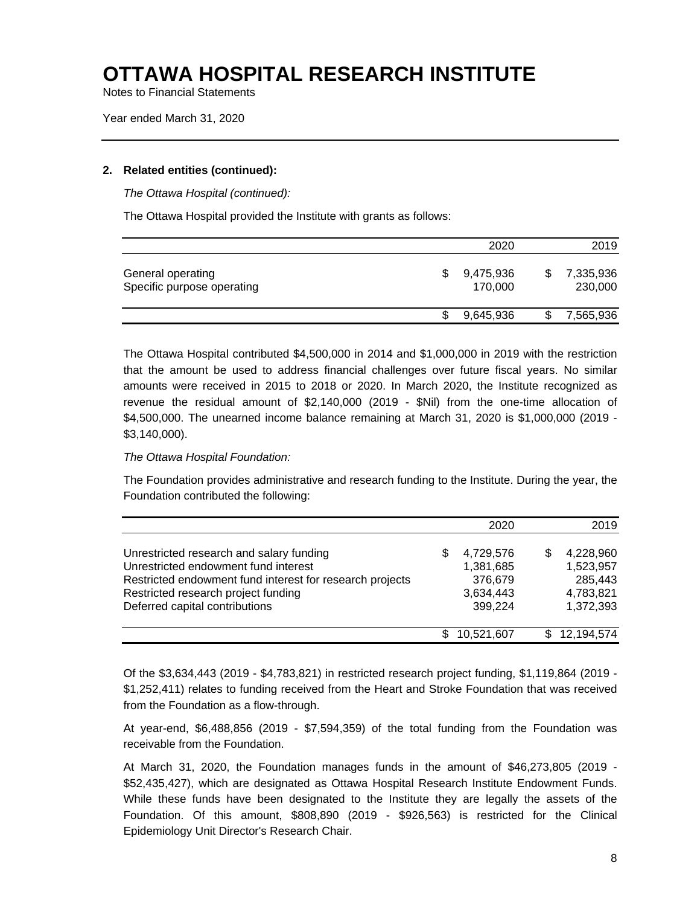# OTTAWA HOSPITAL RESEARCH INSTITUTE

Notes to Financial Statements

Year ended March 31, 2020

**2. Related entities (continued):**

*The Ottawa Hospital (continued):*

The Ottawa Hospital provided the Institute with grants as follows:

| | 2020 | 2019 |
|---|---|---|
| General operating | $ 9,475,936 | $ 7,335,936 |
| Specific purpose operating | 170,000 | 230,000 |
| | $ 9,645,936 | $ 7,565,936 |

The Ottawa Hospital contributed $4,500,000 in 2014 and $1,000,000 in 2019 with the restriction that the amount be used to address financial challenges over future fiscal years. No similar amounts were received in 2015 to 2018 or 2020. In March 2020, the Institute recognized as revenue the residual amount of $2,140,000 (2019 - $Nil) from the one-time allocation of $4,500,000. The unearned income balance remaining at March 31, 2020 is $1,000,000 (2019 - $3,140,000).

*The Ottawa Hospital Foundation:*

The Foundation provides administrative and research funding to the Institute. During the year, the Foundation contributed the following:

| | 2020 | 2019 |
|---|---|---|
| Unrestricted research and salary funding | $ 4,729,576 | $ 4,228,960 |
| Unrestricted endowment fund interest | 1,381,685 | 1,523,957 |
| Restricted endowment fund interest for research projects | 376,679 | 285,443 |
| Restricted research project funding | 3,634,443 | 4,783,821 |
| Deferred capital contributions | 399,224 | 1,372,393 |
| | $ 10,521,607 | $ 12,194,574 |

Of the $3,634,443 (2019 - $4,783,821) in restricted research project funding, $1,119,864 (2019 - $1,252,411) relates to funding received from the Heart and Stroke Foundation that was received from the Foundation as a flow-through.

At year-end, $6,488,856 (2019 - $7,594,359) of the total funding from the Foundation was receivable from the Foundation.

At March 31, 2020, the Foundation manages funds in the amount of $46,273,805 (2019 - $52,435,427), which are designated as Ottawa Hospital Research Institute Endowment Funds. While these funds have been designated to the Institute they are legally the assets of the Foundation. Of this amount, $808,890 (2019 - $926,563) is restricted for the Clinical Epidemiology Unit Director's Research Chair.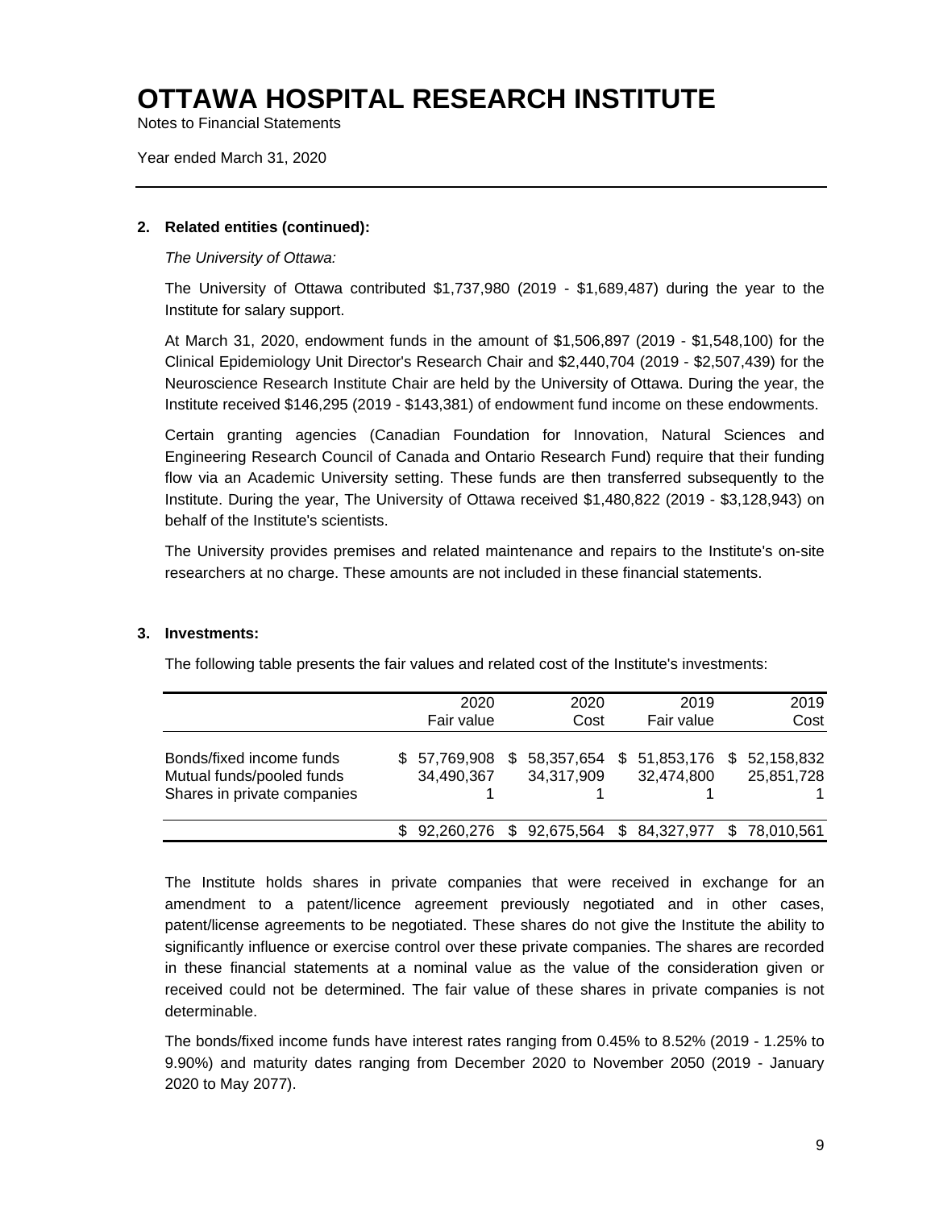# OTTAWA HOSPITAL RESEARCH INSTITUTE

Notes to Financial Statements

Year ended March 31, 2020

## 2. Related entities (continued):

*The University of Ottawa:*

The University of Ottawa contributed $1,737,980 (2019 - $1,689,487) during the year to the Institute for salary support.

At March 31, 2020, endowment funds in the amount of $1,506,897 (2019 - $1,548,100) for the Clinical Epidemiology Unit Director's Research Chair and $2,440,704 (2019 - $2,507,439) for the Neuroscience Research Institute Chair are held by the University of Ottawa. During the year, the Institute received $146,295 (2019 - $143,381) of endowment fund income on these endowments.

Certain granting agencies (Canadian Foundation for Innovation, Natural Sciences and Engineering Research Council of Canada and Ontario Research Fund) require that their funding flow via an Academic University setting. These funds are then transferred subsequently to the Institute. During the year, The University of Ottawa received $1,480,822 (2019 - $3,128,943) on behalf of the Institute's scientists.

The University provides premises and related maintenance and repairs to the Institute's on-site researchers at no charge. These amounts are not included in these financial statements.

## 3. Investments:

The following table presents the fair values and related cost of the Institute's investments:

| | 2020 Fair value | 2020 Cost | 2019 Fair value | 2019 Cost |
|---|---|---|---|---|
| Bonds/fixed income funds | $ 57,769,908 | $ 58,357,654 | $ 51,853,176 | $ 52,158,832 |
| Mutual funds/pooled funds | 34,490,367 | 34,317,909 | 32,474,800 | 25,851,728 |
| Shares in private companies | 1 | 1 | 1 | 1 |
| | $ 92,260,276 | $ 92,675,564 | $ 84,327,977 | $ 78,010,561 |

The Institute holds shares in private companies that were received in exchange for an amendment to a patent/licence agreement previously negotiated and in other cases, patent/license agreements to be negotiated. These shares do not give the Institute the ability to significantly influence or exercise control over these private companies. The shares are recorded in these financial statements at a nominal value as the value of the consideration given or received could not be determined. The fair value of these shares in private companies is not determinable.

The bonds/fixed income funds have interest rates ranging from 0.45% to 8.52% (2019 - 1.25% to 9.90%) and maturity dates ranging from December 2020 to November 2050 (2019 - January 2020 to May 2077).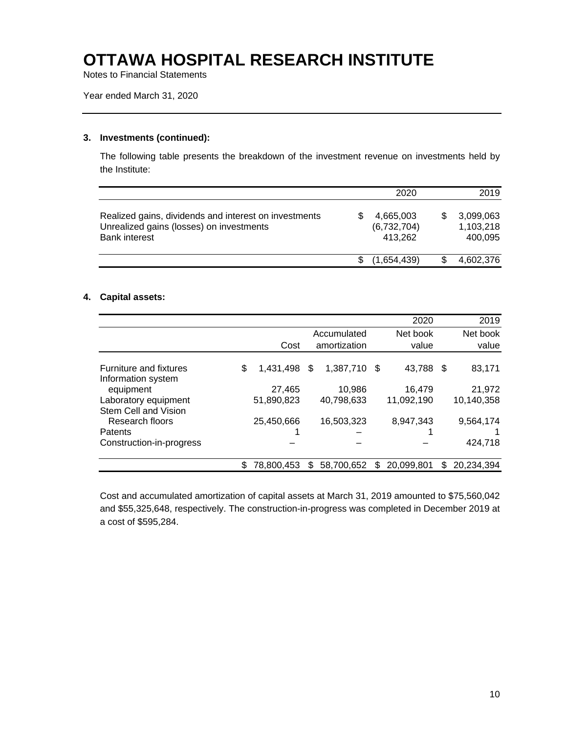# OTTAWA HOSPITAL RESEARCH INSTITUTE

Notes to Financial Statements

Year ended March 31, 2020

**3. Investments (continued):**

The following table presents the breakdown of the investment revenue on investments held by the Institute:

| | 2020 | 2019 |
|---|---|---|
| Realized gains, dividends and interest on investments | $ 4,665,003 | $ 3,099,063 |
| Unrealized gains (losses) on investments | (6,732,704) | 1,103,218 |
| Bank interest | 413,262 | 400,095 |
| | $ (1,654,439) | $ 4,602,376 |

**4. Capital assets:**

| | | | 2020 | 2019 |
|---|---|---|---|---|
| | Cost | Accumulated amortization | Net book value | Net book value |
| Furniture and fixtures | $ 1,431,498 | $ 1,387,710 | $ 43,788 | $ 83,171 |
| Information system equipment | 27,465 | 10,986 | 16,479 | 21,972 |
| Laboratory equipment | 51,890,823 | 40,798,633 | 11,092,190 | 10,140,358 |
| Stem Cell and Vision Research floors | 25,450,666 | 16,503,323 | 8,947,343 | 9,564,174 |
| Patents | 1 | – | 1 | 1 |
| Construction-in-progress | – | – | – | 424,718 |
| | $ 78,800,453 | $ 58,700,652 | $ 20,099,801 | $ 20,234,394 |

Cost and accumulated amortization of capital assets at March 31, 2019 amounted to $75,560,042 and $55,325,648, respectively. The construction-in-progress was completed in December 2019 at a cost of $595,284.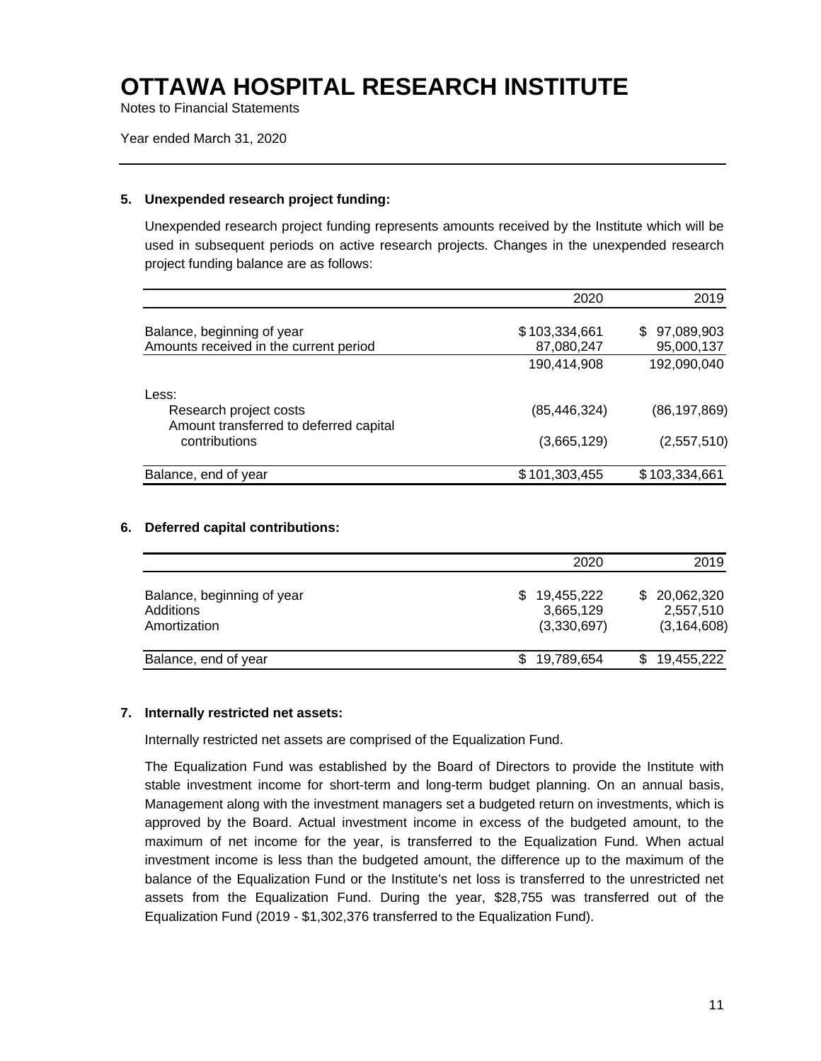# OTTAWA HOSPITAL RESEARCH INSTITUTE

Notes to Financial Statements

Year ended March 31, 2020

### 5. Unexpended research project funding:

Unexpended research project funding represents amounts received by the Institute which will be used in subsequent periods on active research projects. Changes in the unexpended research project funding balance are as follows:

| | 2020 | 2019 |
|---|---|---|
| Balance, beginning of year | $ 103,334,661 | $ 97,089,903 |
| Amounts received in the current period | 87,080,247 | 95,000,137 |
| | 190,414,908 | 192,090,040 |
| Less: | | |
| Research project costs | (85,446,324) | (86,197,869) |
| Amount transferred to deferred capital contributions | (3,665,129) | (2,557,510) |
| Balance, end of year | $ 101,303,455 | $ 103,334,661 |

### 6. Deferred capital contributions:

| | 2020 | 2019 |
|---|---|---|
| Balance, beginning of year | $ 19,455,222 | $ 20,062,320 |
| Additions | 3,665,129 | 2,557,510 |
| Amortization | (3,330,697) | (3,164,608) |
| Balance, end of year | $ 19,789,654 | $ 19,455,222 |

### 7. Internally restricted net assets:

Internally restricted net assets are comprised of the Equalization Fund.

The Equalization Fund was established by the Board of Directors to provide the Institute with stable investment income for short-term and long-term budget planning. On an annual basis, Management along with the investment managers set a budgeted return on investments, which is approved by the Board. Actual investment income in excess of the budgeted amount, to the maximum of net income for the year, is transferred to the Equalization Fund. When actual investment income is less than the budgeted amount, the difference up to the maximum of the balance of the Equalization Fund or the Institute's net loss is transferred to the unrestricted net assets from the Equalization Fund. During the year, $28,755 was transferred out of the Equalization Fund (2019 - $1,302,376 transferred to the Equalization Fund).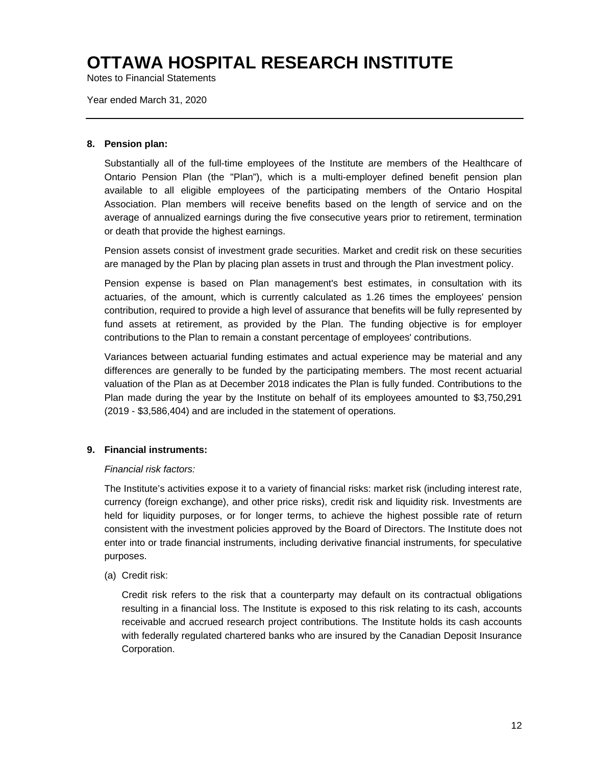# OTTAWA HOSPITAL RESEARCH INSTITUTE

Notes to Financial Statements

Year ended March 31, 2020

---

**8. Pension plan:**

Substantially all of the full-time employees of the Institute are members of the Healthcare of Ontario Pension Plan (the "Plan"), which is a multi-employer defined benefit pension plan available to all eligible employees of the participating members of the Ontario Hospital Association. Plan members will receive benefits based on the length of service and on the average of annualized earnings during the five consecutive years prior to retirement, termination or death that provide the highest earnings.

Pension assets consist of investment grade securities. Market and credit risk on these securities are managed by the Plan by placing plan assets in trust and through the Plan investment policy.

Pension expense is based on Plan management's best estimates, in consultation with its actuaries, of the amount, which is currently calculated as 1.26 times the employees' pension contribution, required to provide a high level of assurance that benefits will be fully represented by fund assets at retirement, as provided by the Plan. The funding objective is for employer contributions to the Plan to remain a constant percentage of employees' contributions.

Variances between actuarial funding estimates and actual experience may be material and any differences are generally to be funded by the participating members. The most recent actuarial valuation of the Plan as at December 2018 indicates the Plan is fully funded. Contributions to the Plan made during the year by the Institute on behalf of its employees amounted to $3,750,291 (2019 - $3,586,404) and are included in the statement of operations.

**9. Financial instruments:**

*Financial risk factors:*

The Institute's activities expose it to a variety of financial risks: market risk (including interest rate, currency (foreign exchange), and other price risks), credit risk and liquidity risk. Investments are held for liquidity purposes, or for longer terms, to achieve the highest possible rate of return consistent with the investment policies approved by the Board of Directors. The Institute does not enter into or trade financial instruments, including derivative financial instruments, for speculative purposes.

(a) Credit risk:

Credit risk refers to the risk that a counterparty may default on its contractual obligations resulting in a financial loss. The Institute is exposed to this risk relating to its cash, accounts receivable and accrued research project contributions. The Institute holds its cash accounts with federally regulated chartered banks who are insured by the Canadian Deposit Insurance Corporation.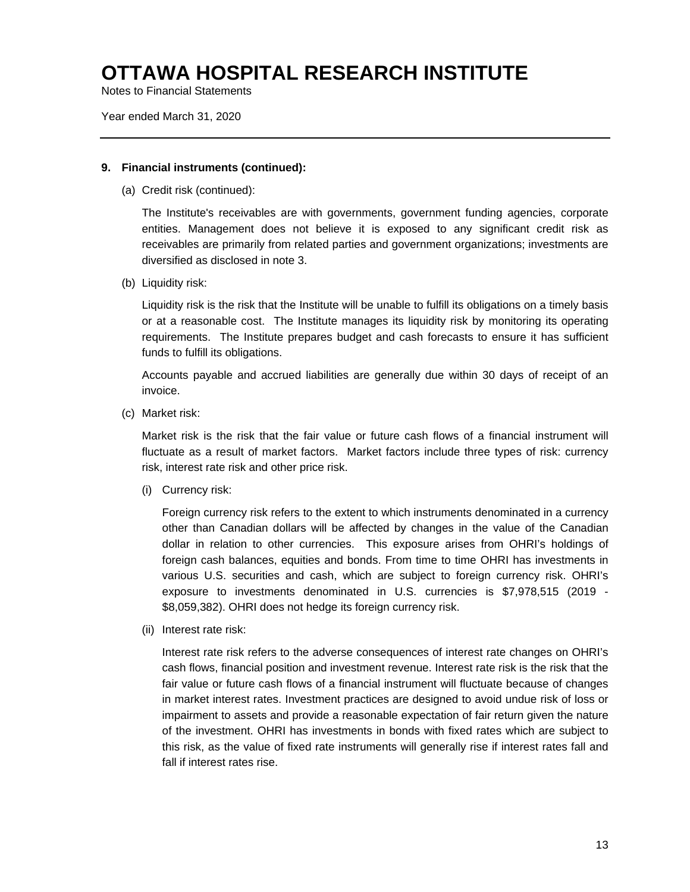# OTTAWA HOSPITAL RESEARCH INSTITUTE

Notes to Financial Statements

Year ended March 31, 2020

---

**9. Financial instruments (continued):**

(a) Credit risk (continued):

The Institute's receivables are with governments, government funding agencies, corporate entities. Management does not believe it is exposed to any significant credit risk as receivables are primarily from related parties and government organizations; investments are diversified as disclosed in note 3.

(b) Liquidity risk:

Liquidity risk is the risk that the Institute will be unable to fulfill its obligations on a timely basis or at a reasonable cost. The Institute manages its liquidity risk by monitoring its operating requirements. The Institute prepares budget and cash forecasts to ensure it has sufficient funds to fulfill its obligations.

Accounts payable and accrued liabilities are generally due within 30 days of receipt of an invoice.

(c) Market risk:

Market risk is the risk that the fair value or future cash flows of a financial instrument will fluctuate as a result of market factors. Market factors include three types of risk: currency risk, interest rate risk and other price risk.

(i) Currency risk:

Foreign currency risk refers to the extent to which instruments denominated in a currency other than Canadian dollars will be affected by changes in the value of the Canadian dollar in relation to other currencies. This exposure arises from OHRI's holdings of foreign cash balances, equities and bonds. From time to time OHRI has investments in various U.S. securities and cash, which are subject to foreign currency risk. OHRI's exposure to investments denominated in U.S. currencies is $7,978,515 (2019 - $8,059,382). OHRI does not hedge its foreign currency risk.

(ii) Interest rate risk:

Interest rate risk refers to the adverse consequences of interest rate changes on OHRI's cash flows, financial position and investment revenue. Interest rate risk is the risk that the fair value or future cash flows of a financial instrument will fluctuate because of changes in market interest rates. Investment practices are designed to avoid undue risk of loss or impairment to assets and provide a reasonable expectation of fair return given the nature of the investment. OHRI has investments in bonds with fixed rates which are subject to this risk, as the value of fixed rate instruments will generally rise if interest rates fall and fall if interest rates rise.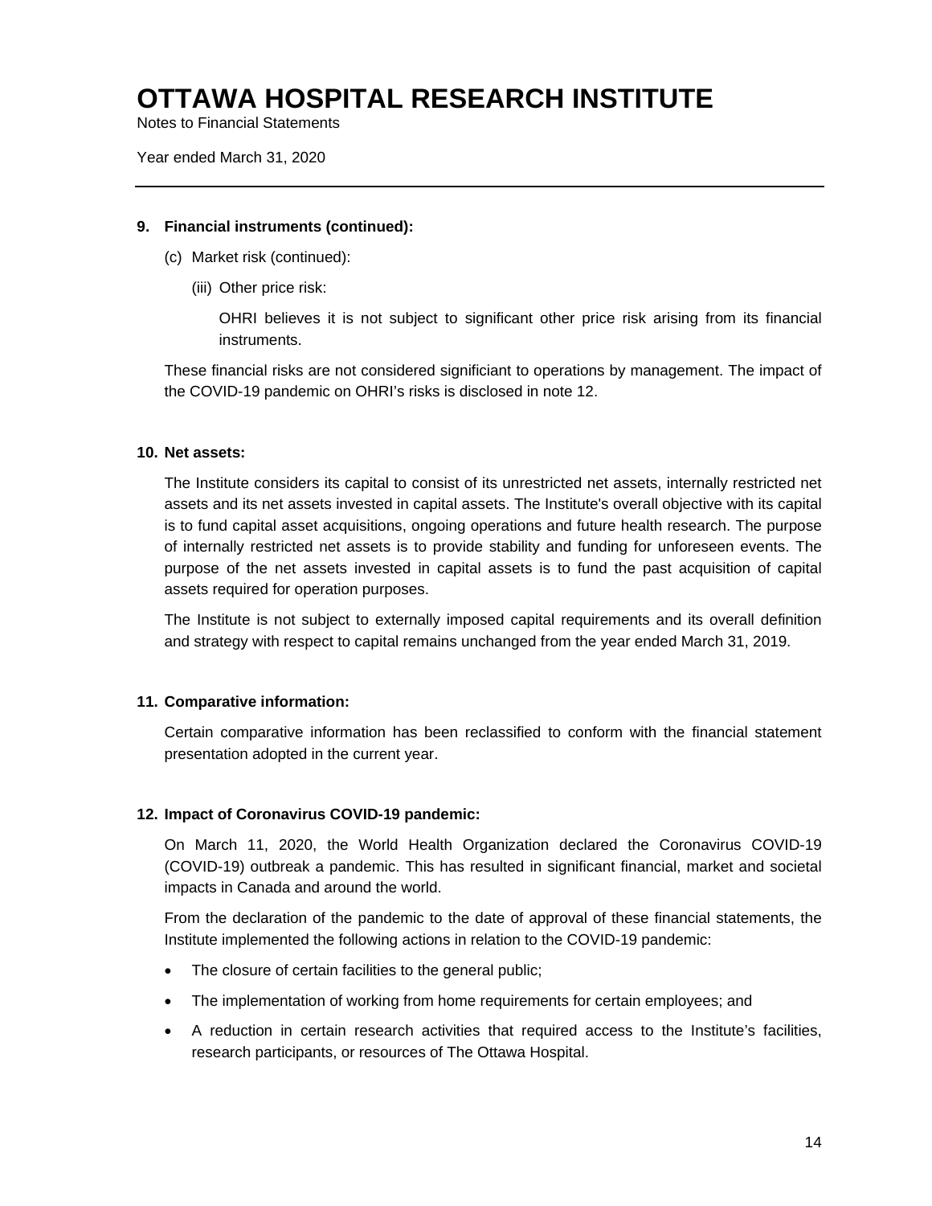# OTTAWA HOSPITAL RESEARCH INSTITUTE

Notes to Financial Statements

Year ended March 31, 2020

---

**9. Financial instruments (continued):**

(c) Market risk (continued):

(iii) Other price risk:

OHRI believes it is not subject to significant other price risk arising from its financial instruments.

These financial risks are not considered significiant to operations by management. The impact of the COVID-19 pandemic on OHRI's risks is disclosed in note 12.

**10. Net assets:**

The Institute considers its capital to consist of its unrestricted net assets, internally restricted net assets and its net assets invested in capital assets. The Institute's overall objective with its capital is to fund capital asset acquisitions, ongoing operations and future health research. The purpose of internally restricted net assets is to provide stability and funding for unforeseen events. The purpose of the net assets invested in capital assets is to fund the past acquisition of capital assets required for operation purposes.

The Institute is not subject to externally imposed capital requirements and its overall definition and strategy with respect to capital remains unchanged from the year ended March 31, 2019.

**11. Comparative information:**

Certain comparative information has been reclassified to conform with the financial statement presentation adopted in the current year.

**12. Impact of Coronavirus COVID-19 pandemic:**

On March 11, 2020, the World Health Organization declared the Coronavirus COVID-19 (COVID-19) outbreak a pandemic. This has resulted in significant financial, market and societal impacts in Canada and around the world.

From the declaration of the pandemic to the date of approval of these financial statements, the Institute implemented the following actions in relation to the COVID-19 pandemic:

- The closure of certain facilities to the general public;
- The implementation of working from home requirements for certain employees; and
- A reduction in certain research activities that required access to the Institute's facilities, research participants, or resources of The Ottawa Hospital.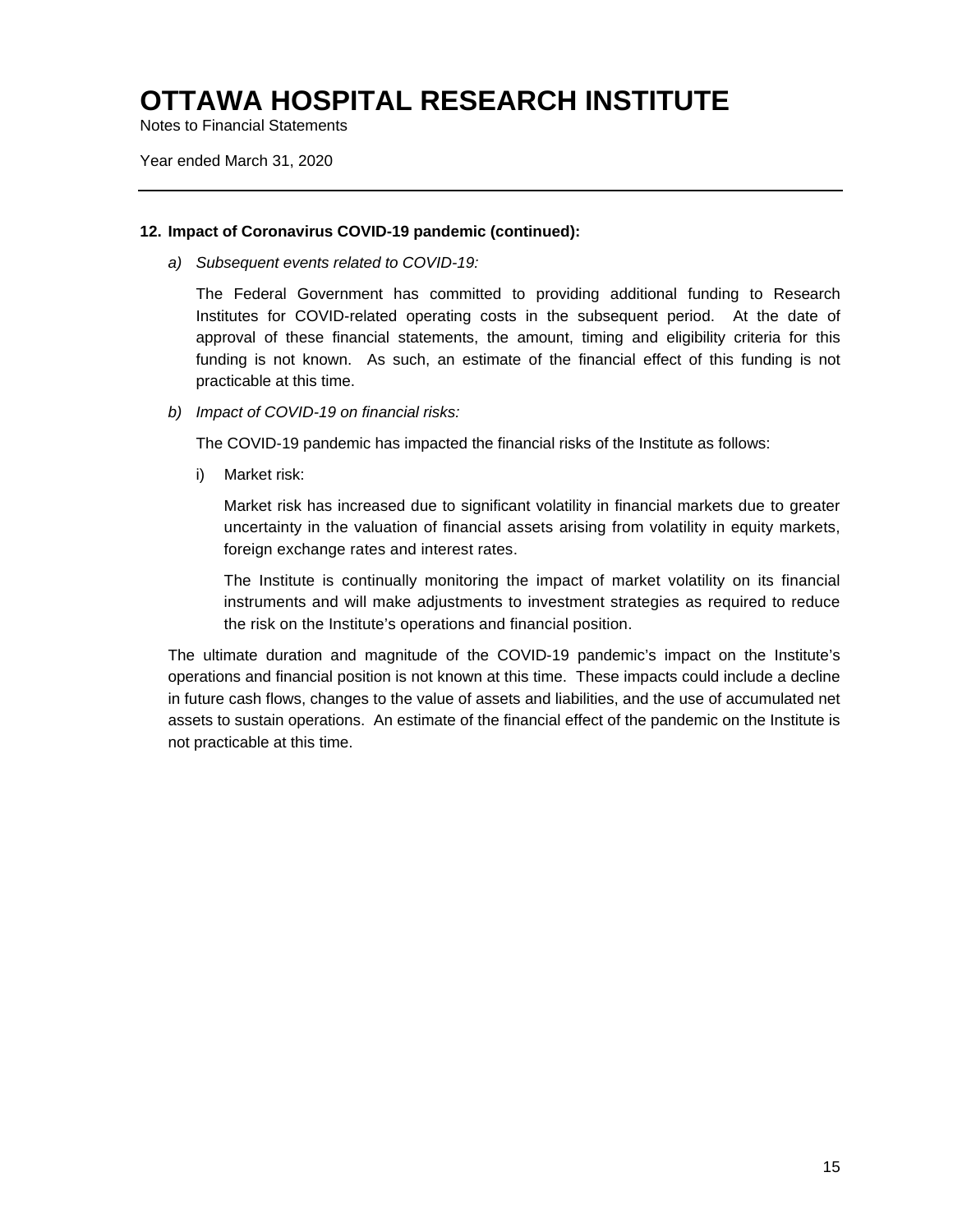### 12. Impact of Coronavirus COVID-19 pandemic (continued):

a) *Subsequent events related to COVID-19:*

   The Federal Government has committed to providing additional funding to Research Institutes for COVID-related operating costs in the subsequent period. At the date of approval of these financial statements, the amount, timing and eligibility criteria for this funding is not known. As such, an estimate of the financial effect of this funding is not practicable at this time.

b) *Impact of COVID-19 on financial risks:*

   The COVID-19 pandemic has impacted the financial risks of the Institute as follows:

   i) Market risk:

      Market risk has increased due to significant volatility in financial markets due to greater uncertainty in the valuation of financial assets arising from volatility in equity markets, foreign exchange rates and interest rates.

      The Institute is continually monitoring the impact of market volatility on its financial instruments and will make adjustments to investment strategies as required to reduce the risk on the Institute's operations and financial position.

The ultimate duration and magnitude of the COVID-19 pandemic's impact on the Institute's operations and financial position is not known at this time. These impacts could include a decline in future cash flows, changes to the value of assets and liabilities, and the use of accumulated net assets to sustain operations. An estimate of the financial effect of the pandemic on the Institute is not practicable at this time.